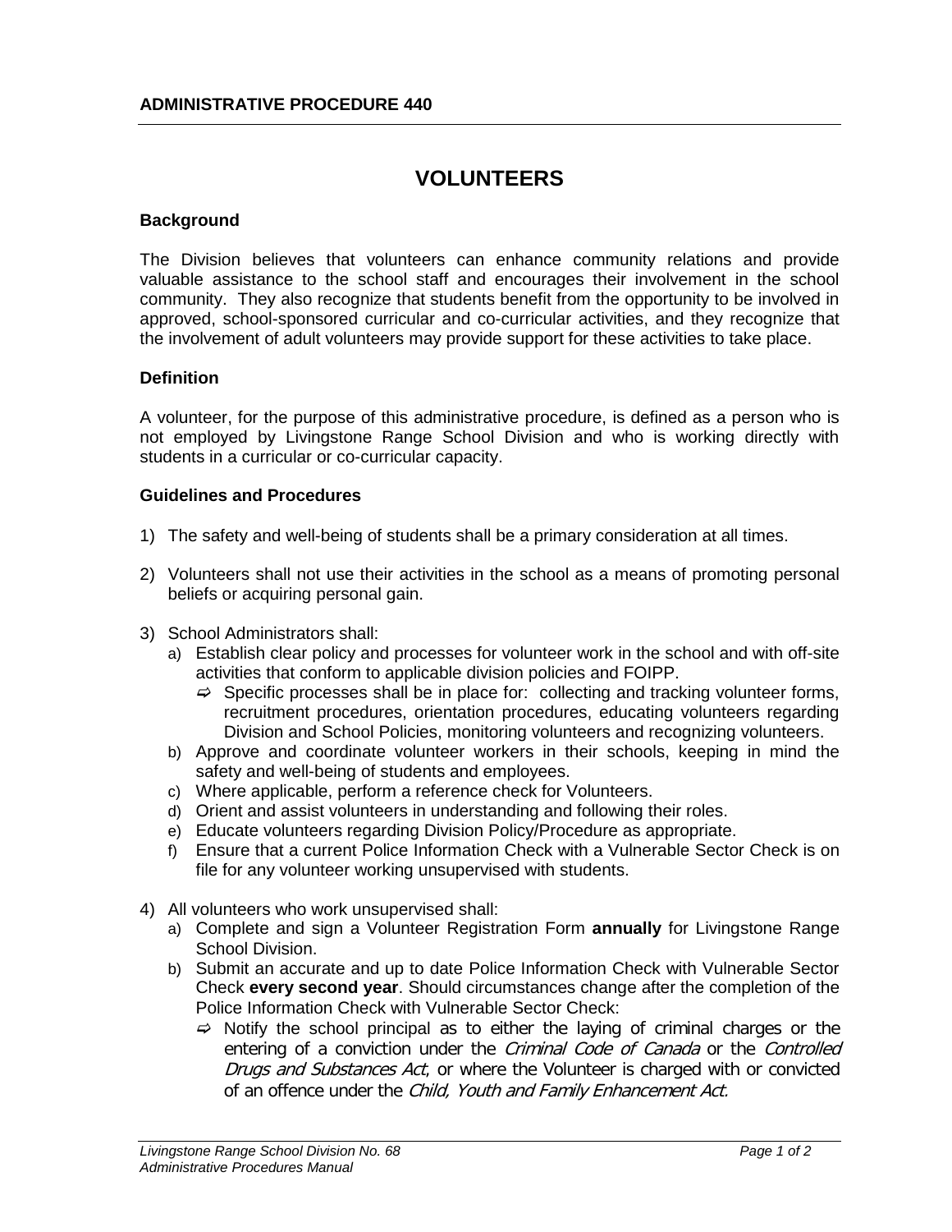**ADMINISTRATIVE PROCEDURE 440**

# VOLUNTEERS

## Background

The Division believes that volunteers can enhance community relations and provide valuable assistance to the school staff and encourages their involvement in the school community. They also recognize that students benefit from the opportunity to be involved in approved, school-sponsored curricular and co-curricular activities, and they recognize that the involvement of adult volunteers may provide support for these activities to take place.

## Definition

A volunteer, for the purpose of this administrative procedure, is defined as a person who is not employed by Livingstone Range School Division and who is working directly with students in a curricular or co-curricular capacity.

## Guidelines and Procedures

1) The safety and well-being of students shall be a primary consideration at all times.

2) Volunteers shall not use their activities in the school as a means of promoting personal beliefs or acquiring personal gain.

3) School Administrators shall:
   a) Establish clear policy and processes for volunteer work in the school and with off-site activities that conform to applicable division policies and FOIPP.
      - ⇨ Specific processes shall be in place for: collecting and tracking volunteer forms, recruitment procedures, orientation procedures, educating volunteers regarding Division and School Policies, monitoring volunteers and recognizing volunteers.

   b) Approve and coordinate volunteer workers in their schools, keeping in mind the safety and well-being of students and employees.
   c) Where applicable, perform a reference check for Volunteers.
   d) Orient and assist volunteers in understanding and following their roles.
   e) Educate volunteers regarding Division Policy/Procedure as appropriate.
   f) Ensure that a current Police Information Check with a Vulnerable Sector Check is on file for any volunteer working unsupervised with students.

4) All volunteers who work unsupervised shall:
   a) Complete and sign a Volunteer Registration Form **annually** for Livingstone Range School Division.
   b) Submit an accurate and up to date Police Information Check with Vulnerable Sector Check **every second year**. Should circumstances change after the completion of the Police Information Check with Vulnerable Sector Check:
      - ⇨ Notify the school principal as to either the laying of criminal charges or the entering of a conviction under the *Criminal Code of Canada* or the *Controlled Drugs and Substances Act*, or where the Volunteer is charged with or convicted of an offence under the *Child, Youth and Family Enhancement Act.*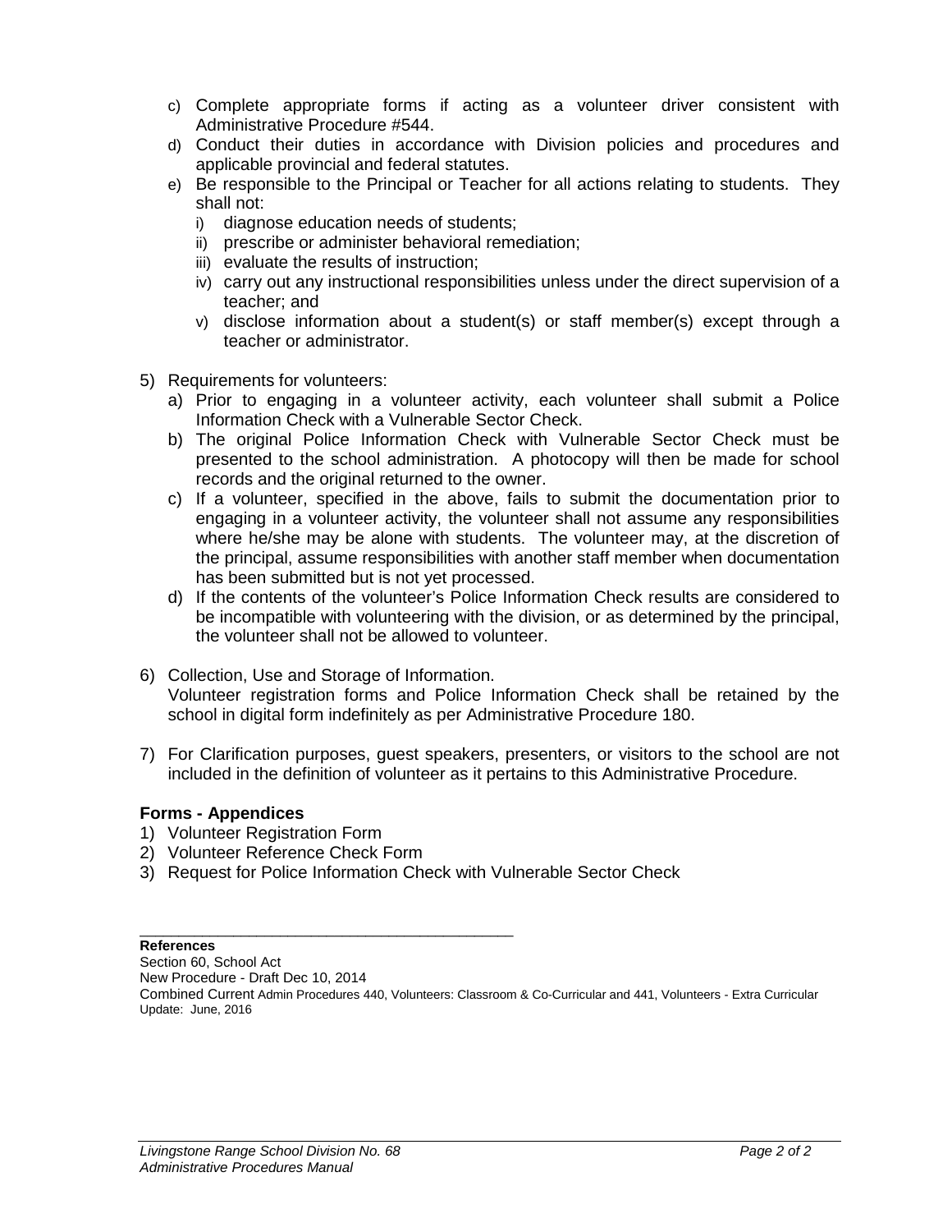c) Complete appropriate forms if acting as a volunteer driver consistent with Administrative Procedure #544.
d) Conduct their duties in accordance with Division policies and procedures and applicable provincial and federal statutes.
e) Be responsible to the Principal or Teacher for all actions relating to students. They shall not:
   i) diagnose education needs of students;
   ii) prescribe or administer behavioral remediation;
   iii) evaluate the results of instruction;
   iv) carry out any instructional responsibilities unless under the direct supervision of a teacher; and
   v) disclose information about a student(s) or staff member(s) except through a teacher or administrator.

5) Requirements for volunteers:
   a) Prior to engaging in a volunteer activity, each volunteer shall submit a Police Information Check with a Vulnerable Sector Check.
   b) The original Police Information Check with Vulnerable Sector Check must be presented to the school administration. A photocopy will then be made for school records and the original returned to the owner.
   c) If a volunteer, specified in the above, fails to submit the documentation prior to engaging in a volunteer activity, the volunteer shall not assume any responsibilities where he/she may be alone with students. The volunteer may, at the discretion of the principal, assume responsibilities with another staff member when documentation has been submitted but is not yet processed.
   d) If the contents of the volunteer's Police Information Check results are considered to be incompatible with volunteering with the division, or as determined by the principal, the volunteer shall not be allowed to volunteer.

6) Collection, Use and Storage of Information.
   Volunteer registration forms and Police Information Check shall be retained by the school in digital form indefinitely as per Administrative Procedure 180.

7) For Clarification purposes, guest speakers, presenters, or visitors to the school are not included in the definition of volunteer as it pertains to this Administrative Procedure.

**Forms - Appendices**
1) Volunteer Registration Form
2) Volunteer Reference Check Form
3) Request for Police Information Check with Vulnerable Sector Check

**References**
Section 60, School Act
New Procedure - Draft Dec 10, 2014
Combined Current Admin Procedures 440, Volunteers: Classroom & Co-Curricular and 441, Volunteers - Extra Curricular
Update: June, 2016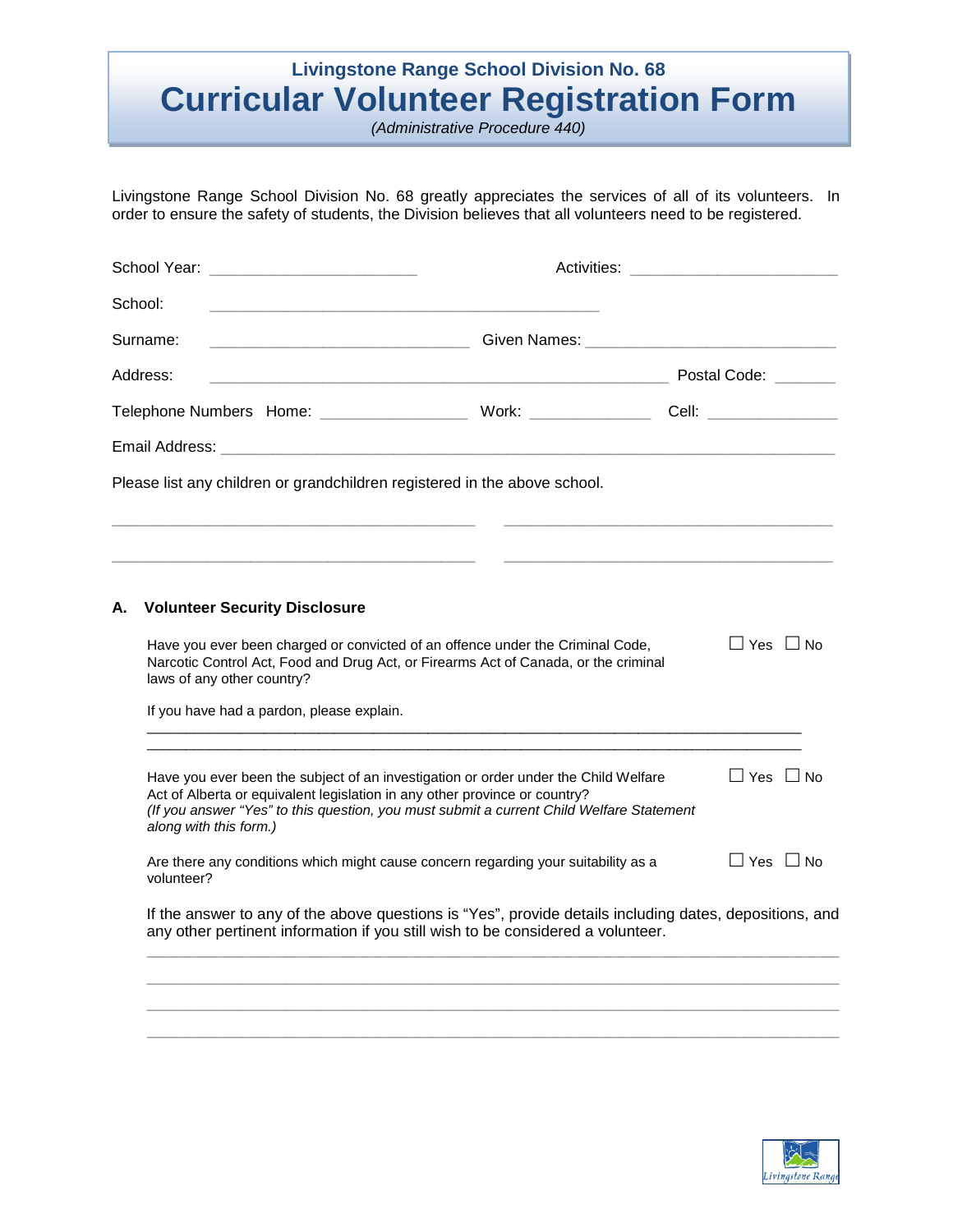## Livingstone Range School Division No. 68

# Curricular Volunteer Registration Form

*(Administrative Procedure 440)*

Livingstone Range School Division No. 68 greatly appreciates the services of all of its volunteers. In order to ensure the safety of students, the Division believes that all volunteers need to be registered.

School Year: ______________________ Activities: ______________________

School: ________________________________________

Surname: ____________________________ Given Names: ____________________________

Address: ________________________________________________ Postal Code: _______

Telephone Numbers Home: _______________ Work: _____________ Cell: ______________

Email Address: ____________________________________________________________________

Please list any children or grandchildren registered in the above school.

________________________________________ ____________________________________

________________________________________ ____________________________________

### A. Volunteer Security Disclosure

Have you ever been charged or convicted of an offence under the Criminal Code, Narcotic Control Act, Food and Drug Act, or Firearms Act of Canada, or the criminal laws of any other country? ☐ Yes ☐ No

If you have had a pardon, please explain.

__________________________________________________________________________

__________________________________________________________________________

Have you ever been the subject of an investigation or order under the Child Welfare Act of Alberta or equivalent legislation in any other province or country? ☐ Yes ☐ No
*(If you answer "Yes" to this question, you must submit a current Child Welfare Statement along with this form.)*

Are there any conditions which might cause concern regarding your suitability as a volunteer? ☐ Yes ☐ No

If the answer to any of the above questions is "Yes", provide details including dates, depositions, and any other pertinent information if you still wish to be considered a volunteer.

__________________________________________________________________________

__________________________________________________________________________

__________________________________________________________________________

__________________________________________________________________________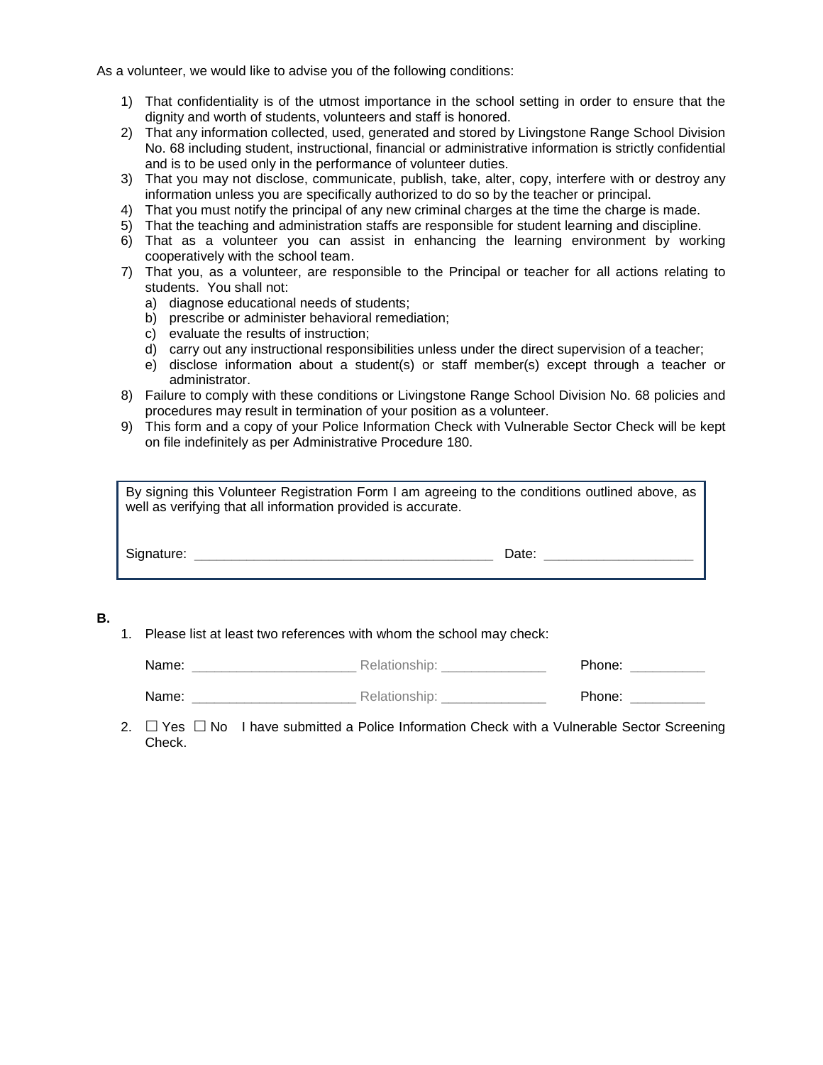As a volunteer, we would like to advise you of the following conditions:

1) That confidentiality is of the utmost importance in the school setting in order to ensure that the dignity and worth of students, volunteers and staff is honored.
2) That any information collected, used, generated and stored by Livingstone Range School Division No. 68 including student, instructional, financial or administrative information is strictly confidential and is to be used only in the performance of volunteer duties.
3) That you may not disclose, communicate, publish, take, alter, copy, interfere with or destroy any information unless you are specifically authorized to do so by the teacher or principal.
4) That you must notify the principal of any new criminal charges at the time the charge is made.
5) That the teaching and administration staffs are responsible for student learning and discipline.
6) That as a volunteer you can assist in enhancing the learning environment by working cooperatively with the school team.
7) That you, as a volunteer, are responsible to the Principal or teacher for all actions relating to students. You shall not:
   a) diagnose educational needs of students;
   b) prescribe or administer behavioral remediation;
   c) evaluate the results of instruction;
   d) carry out any instructional responsibilities unless under the direct supervision of a teacher;
   e) disclose information about a student(s) or staff member(s) except through a teacher or administrator.
8) Failure to comply with these conditions or Livingstone Range School Division No. 68 policies and procedures may result in termination of your position as a volunteer.
9) This form and a copy of your Police Information Check with Vulnerable Sector Check will be kept on file indefinitely as per Administrative Procedure 180.

By signing this Volunteer Registration Form I am agreeing to the conditions outlined above, as well as verifying that all information provided is accurate.

Signature: ________________________________________ Date: ____________________

**B.**

1. Please list at least two references with whom the school may check:

   Name: ______________________ Relationship: ______________ Phone: __________

   Name: ______________________ Relationship: ______________ Phone: __________

2. ☐ Yes ☐ No I have submitted a Police Information Check with a Vulnerable Sector Screening Check.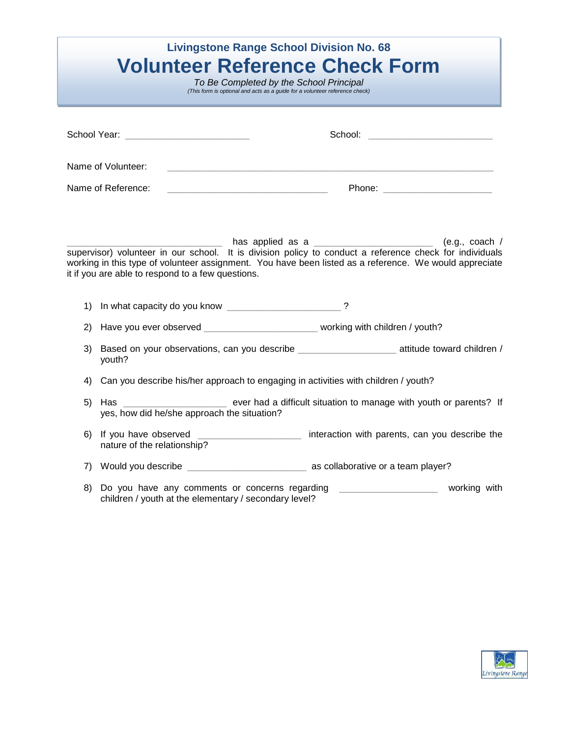**Livingstone Range School Division No. 68**

# Volunteer Reference Check Form

*To Be Completed by the School Principal*

*(This form is optional and acts as a guide for a volunteer reference check)*

School Year: ________________________ School: ________________________

Name of Volunteer: ______________________________________________________________

Name of Reference: ________________________________ Phone: _____________________

______________________________ has applied as a _______________________ (e.g., coach / supervisor) volunteer in our school. It is division policy to conduct a reference check for individuals working in this type of volunteer assignment. You have been listed as a reference. We would appreciate it if you are able to respond to a few questions.

1) In what capacity do you know ______________________ ?
2) Have you ever observed ______________________ working with children / youth?
3) Based on your observations, can you describe ___________________ attitude toward children / youth?
4) Can you describe his/her approach to engaging in activities with children / youth?
5) Has ____________________ ever had a difficult situation to manage with youth or parents? If yes, how did he/she approach the situation?
6) If you have observed ____________________ interaction with parents, can you describe the nature of the relationship?
7) Would you describe _______________________ as collaborative or a team player?
8) Do you have any comments or concerns regarding ___________________ working with children / youth at the elementary / secondary level?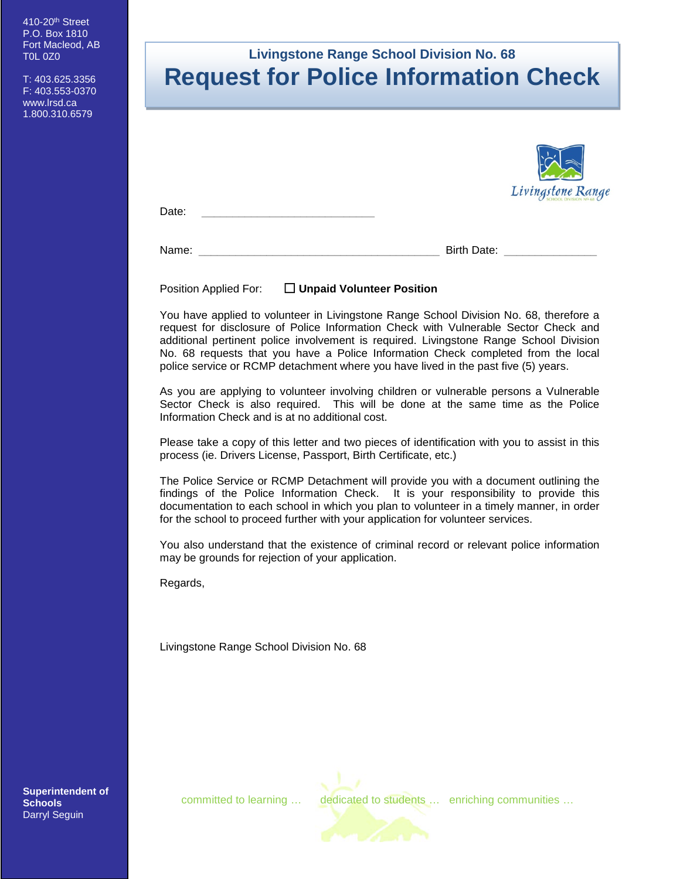410-20th Street
P.O. Box 1810
Fort Macleod, AB
T0L 0Z0

T: 403.625.3356
F: 403.553-0370
www.lrsd.ca
1.800.310.6579

### Livingstone Range School Division No. 68

# Request for Police Information Check

Date: ____________________________

Name: ________________________________________ Birth Date: _______________

Position Applied For: ☐ **Unpaid Volunteer Position**

You have applied to volunteer in Livingstone Range School Division No. 68, therefore a request for disclosure of Police Information Check with Vulnerable Sector Check and additional pertinent police involvement is required. Livingstone Range School Division No. 68 requests that you have a Police Information Check completed from the local police service or RCMP detachment where you have lived in the past five (5) years.

As you are applying to volunteer involving children or vulnerable persons a Vulnerable Sector Check is also required. This will be done at the same time as the Police Information Check and is at no additional cost.

Please take a copy of this letter and two pieces of identification with you to assist in this process (ie. Drivers License, Passport, Birth Certificate, etc.)

The Police Service or RCMP Detachment will provide you with a document outlining the findings of the Police Information Check. It is your responsibility to provide this documentation to each school in which you plan to volunteer in a timely manner, in order for the school to proceed further with your application for volunteer services.

You also understand that the existence of criminal record or relevant police information may be grounds for rejection of your application.

Regards,

Livingstone Range School Division No. 68

**Superintendent of Schools**
Darryl Seguin

committed to learning … dedicated to students … enriching communities …